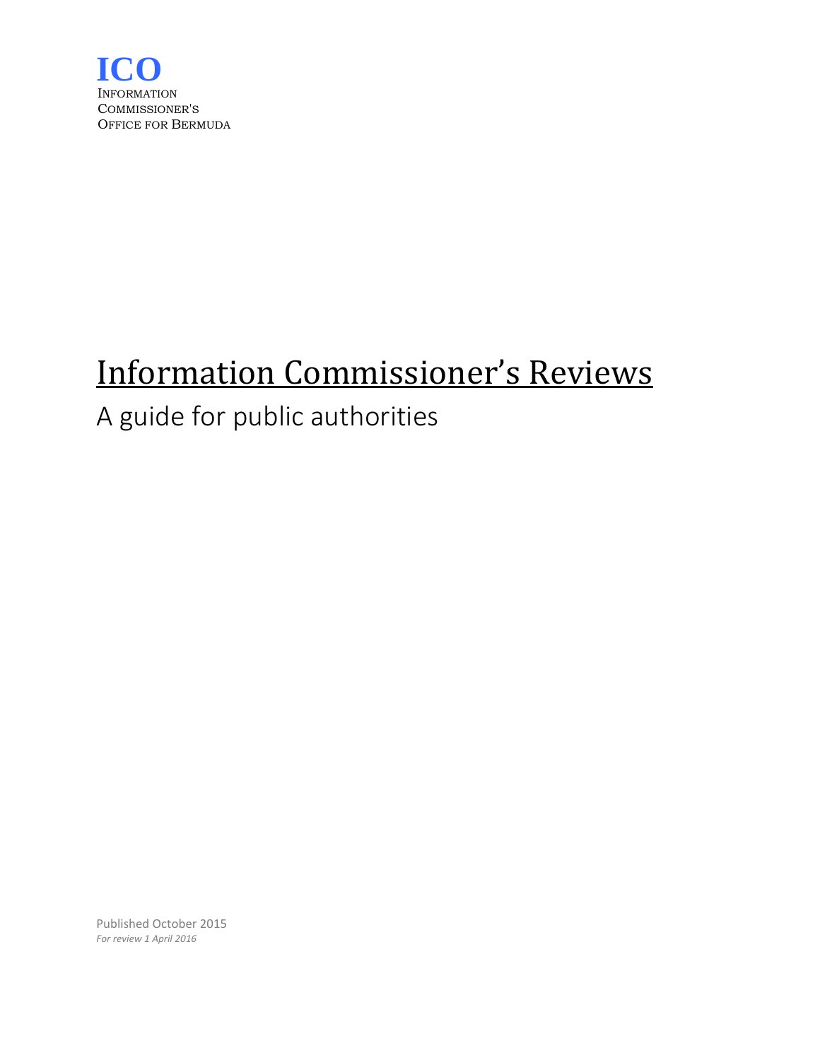**ICO**
INFORMATION
COMMISSIONER'S
OFFICE FOR BERMUDA

# Information Commissioner's Reviews

## A guide for public authorities

Published October 2015
*For review 1 April 2016*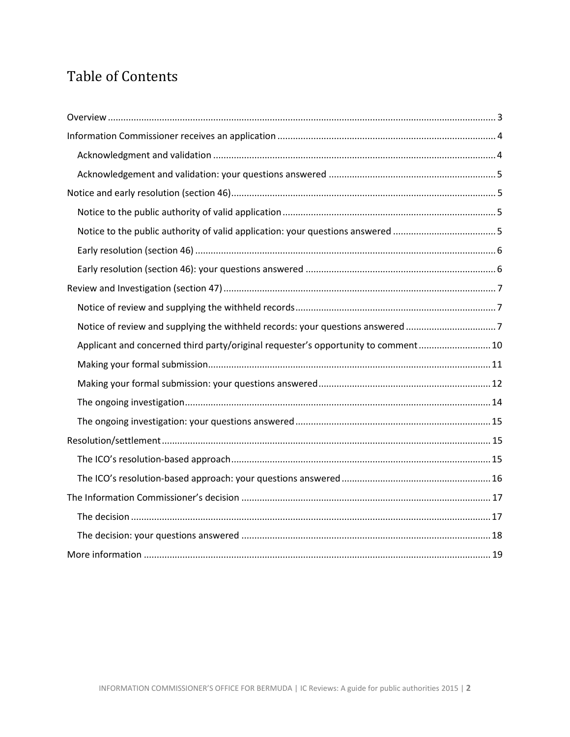# Table of Contents

- Overview ..... 3
- Information Commissioner receives an application ..... 4
  - Acknowledgment and validation ..... 4
  - Acknowledgement and validation: your questions answered ..... 5
- Notice and early resolution (section 46) ..... 5
  - Notice to the public authority of valid application ..... 5
  - Notice to the public authority of valid application: your questions answered ..... 5
  - Early resolution (section 46) ..... 6
  - Early resolution (section 46): your questions answered ..... 6
- Review and Investigation (section 47) ..... 7
  - Notice of review and supplying the withheld records ..... 7
  - Notice of review and supplying the withheld records: your questions answered ..... 7
  - Applicant and concerned third party/original requester's opportunity to comment ..... 10
  - Making your formal submission ..... 11
  - Making your formal submission: your questions answered ..... 12
  - The ongoing investigation ..... 14
  - The ongoing investigation: your questions answered ..... 15
- Resolution/settlement ..... 15
  - The ICO's resolution-based approach ..... 15
  - The ICO's resolution-based approach: your questions answered ..... 16
- The Information Commissioner's decision ..... 17
  - The decision ..... 17
  - The decision: your questions answered ..... 18
- More information ..... 19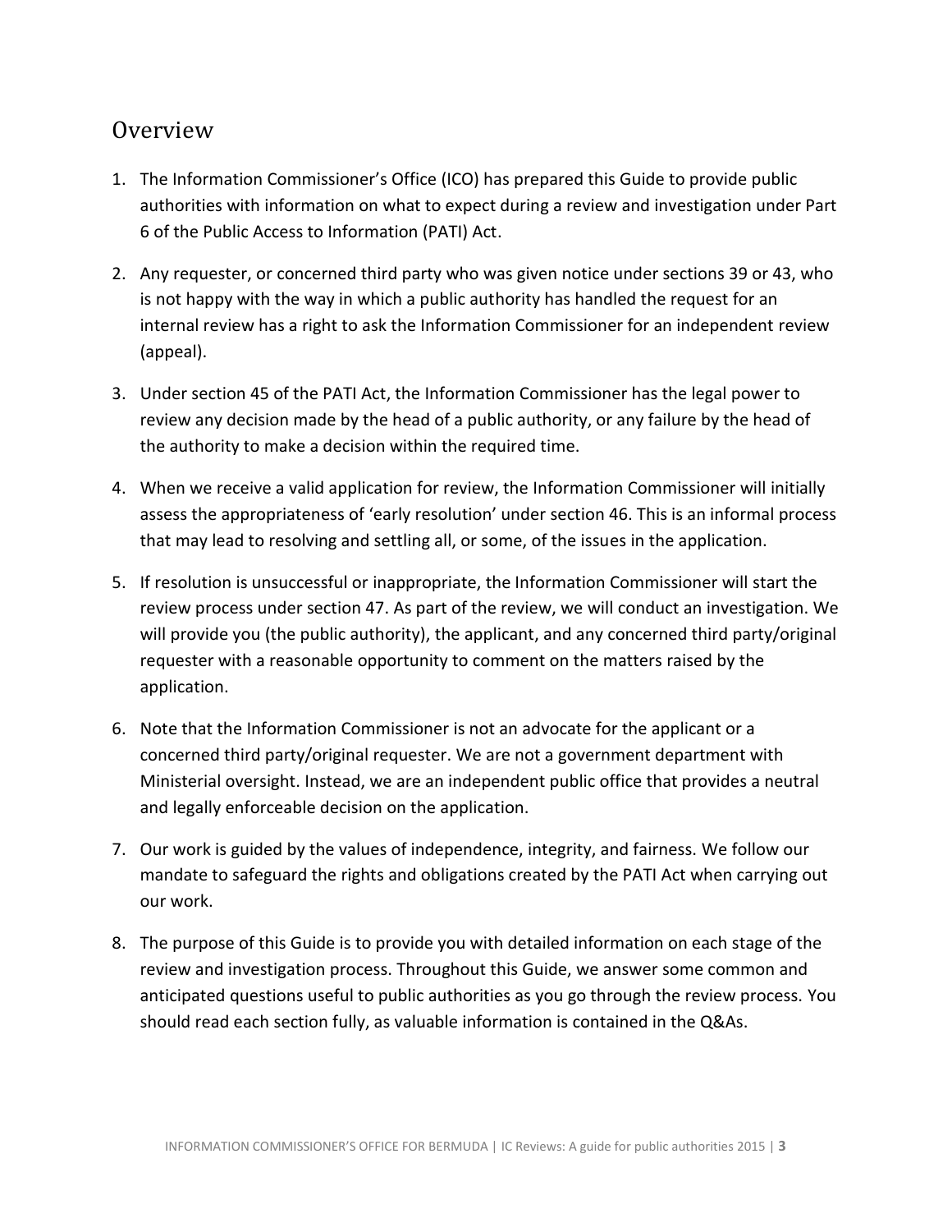## Overview

1. The Information Commissioner's Office (ICO) has prepared this Guide to provide public authorities with information on what to expect during a review and investigation under Part 6 of the Public Access to Information (PATI) Act.
2. Any requester, or concerned third party who was given notice under sections 39 or 43, who is not happy with the way in which a public authority has handled the request for an internal review has a right to ask the Information Commissioner for an independent review (appeal).
3. Under section 45 of the PATI Act, the Information Commissioner has the legal power to review any decision made by the head of a public authority, or any failure by the head of the authority to make a decision within the required time.
4. When we receive a valid application for review, the Information Commissioner will initially assess the appropriateness of 'early resolution' under section 46. This is an informal process that may lead to resolving and settling all, or some, of the issues in the application.
5. If resolution is unsuccessful or inappropriate, the Information Commissioner will start the review process under section 47. As part of the review, we will conduct an investigation. We will provide you (the public authority), the applicant, and any concerned third party/original requester with a reasonable opportunity to comment on the matters raised by the application.
6. Note that the Information Commissioner is not an advocate for the applicant or a concerned third party/original requester. We are not a government department with Ministerial oversight. Instead, we are an independent public office that provides a neutral and legally enforceable decision on the application.
7. Our work is guided by the values of independence, integrity, and fairness. We follow our mandate to safeguard the rights and obligations created by the PATI Act when carrying out our work.
8. The purpose of this Guide is to provide you with detailed information on each stage of the review and investigation process. Throughout this Guide, we answer some common and anticipated questions useful to public authorities as you go through the review process. You should read each section fully, as valuable information is contained in the Q&As.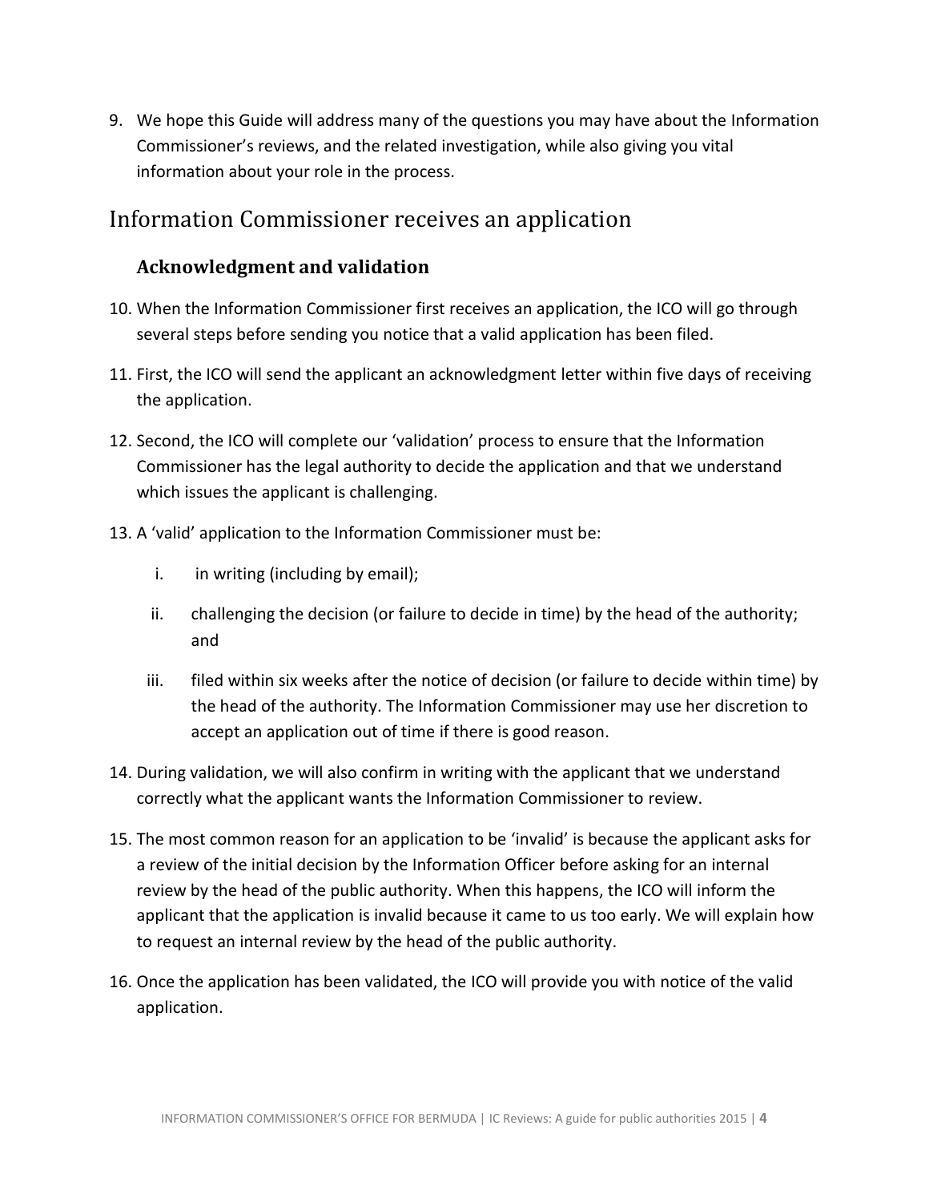9. We hope this Guide will address many of the questions you may have about the Information Commissioner's reviews, and the related investigation, while also giving you vital information about your role in the process.

## Information Commissioner receives an application

### Acknowledgment and validation

10. When the Information Commissioner first receives an application, the ICO will go through several steps before sending you notice that a valid application has been filed.

11. First, the ICO will send the applicant an acknowledgment letter within five days of receiving the application.

12. Second, the ICO will complete our 'validation' process to ensure that the Information Commissioner has the legal authority to decide the application and that we understand which issues the applicant is challenging.

13. A 'valid' application to the Information Commissioner must be:

    i. in writing (including by email);

    ii. challenging the decision (or failure to decide in time) by the head of the authority; and

    iii. filed within six weeks after the notice of decision (or failure to decide within time) by the head of the authority. The Information Commissioner may use her discretion to accept an application out of time if there is good reason.

14. During validation, we will also confirm in writing with the applicant that we understand correctly what the applicant wants the Information Commissioner to review.

15. The most common reason for an application to be 'invalid' is because the applicant asks for a review of the initial decision by the Information Officer before asking for an internal review by the head of the public authority. When this happens, the ICO will inform the applicant that the application is invalid because it came to us too early. We will explain how to request an internal review by the head of the public authority.

16. Once the application has been validated, the ICO will provide you with notice of the valid application.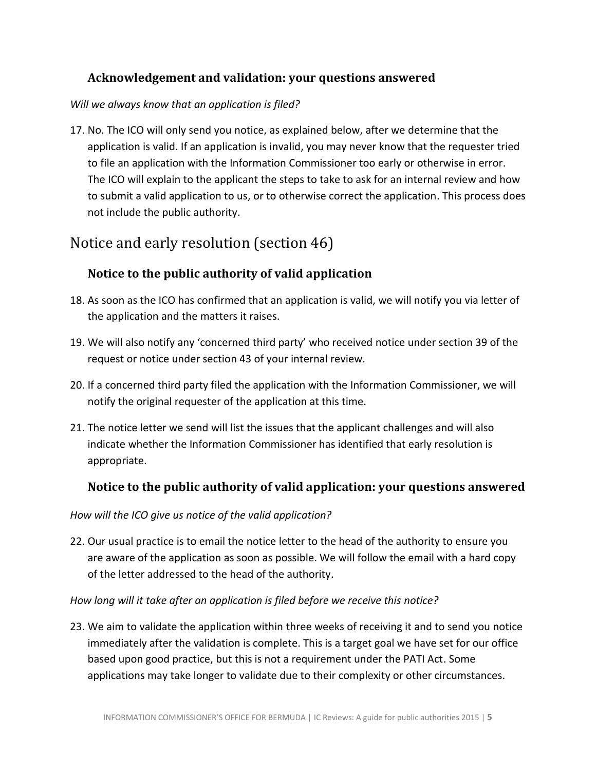### Acknowledgement and validation: your questions answered

*Will we always know that an application is filed?*

17. No. The ICO will only send you notice, as explained below, after we determine that the application is valid. If an application is invalid, you may never know that the requester tried to file an application with the Information Commissioner too early or otherwise in error. The ICO will explain to the applicant the steps to take to ask for an internal review and how to submit a valid application to us, or to otherwise correct the application. This process does not include the public authority.

## Notice and early resolution (section 46)

### Notice to the public authority of valid application

18. As soon as the ICO has confirmed that an application is valid, we will notify you via letter of the application and the matters it raises.

19. We will also notify any 'concerned third party' who received notice under section 39 of the request or notice under section 43 of your internal review.

20. If a concerned third party filed the application with the Information Commissioner, we will notify the original requester of the application at this time.

21. The notice letter we send will list the issues that the applicant challenges and will also indicate whether the Information Commissioner has identified that early resolution is appropriate.

### Notice to the public authority of valid application: your questions answered

*How will the ICO give us notice of the valid application?*

22. Our usual practice is to email the notice letter to the head of the authority to ensure you are aware of the application as soon as possible. We will follow the email with a hard copy of the letter addressed to the head of the authority.

*How long will it take after an application is filed before we receive this notice?*

23. We aim to validate the application within three weeks of receiving it and to send you notice immediately after the validation is complete. This is a target goal we have set for our office based upon good practice, but this is not a requirement under the PATI Act. Some applications may take longer to validate due to their complexity or other circumstances.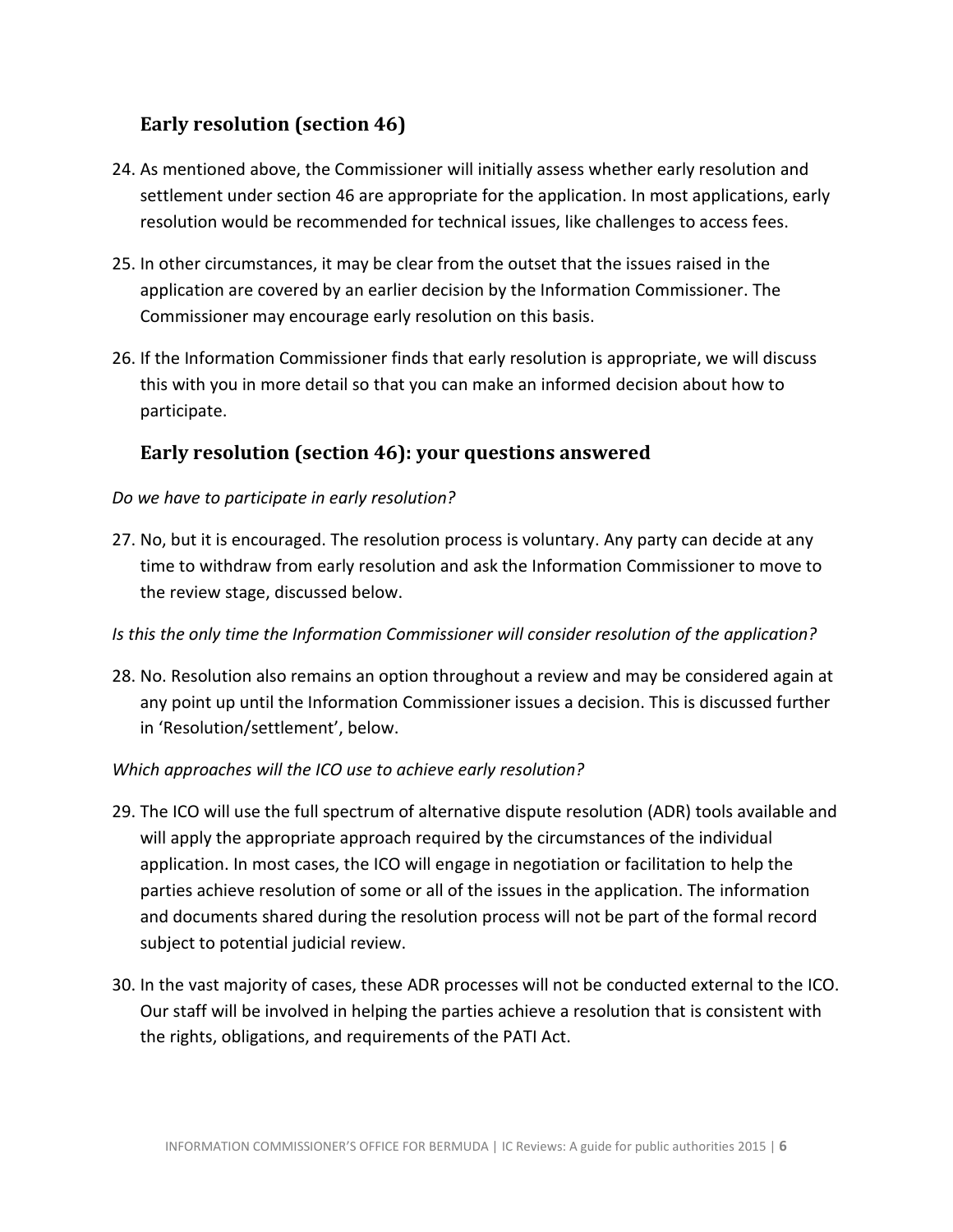## Early resolution (section 46)

24. As mentioned above, the Commissioner will initially assess whether early resolution and settlement under section 46 are appropriate for the application. In most applications, early resolution would be recommended for technical issues, like challenges to access fees.

25. In other circumstances, it may be clear from the outset that the issues raised in the application are covered by an earlier decision by the Information Commissioner. The Commissioner may encourage early resolution on this basis.

26. If the Information Commissioner finds that early resolution is appropriate, we will discuss this with you in more detail so that you can make an informed decision about how to participate.

## Early resolution (section 46): your questions answered

*Do we have to participate in early resolution?*

27. No, but it is encouraged. The resolution process is voluntary. Any party can decide at any time to withdraw from early resolution and ask the Information Commissioner to move to the review stage, discussed below.

*Is this the only time the Information Commissioner will consider resolution of the application?*

28. No. Resolution also remains an option throughout a review and may be considered again at any point up until the Information Commissioner issues a decision. This is discussed further in 'Resolution/settlement', below.

*Which approaches will the ICO use to achieve early resolution?*

29. The ICO will use the full spectrum of alternative dispute resolution (ADR) tools available and will apply the appropriate approach required by the circumstances of the individual application. In most cases, the ICO will engage in negotiation or facilitation to help the parties achieve resolution of some or all of the issues in the application. The information and documents shared during the resolution process will not be part of the formal record subject to potential judicial review.

30. In the vast majority of cases, these ADR processes will not be conducted external to the ICO. Our staff will be involved in helping the parties achieve a resolution that is consistent with the rights, obligations, and requirements of the PATI Act.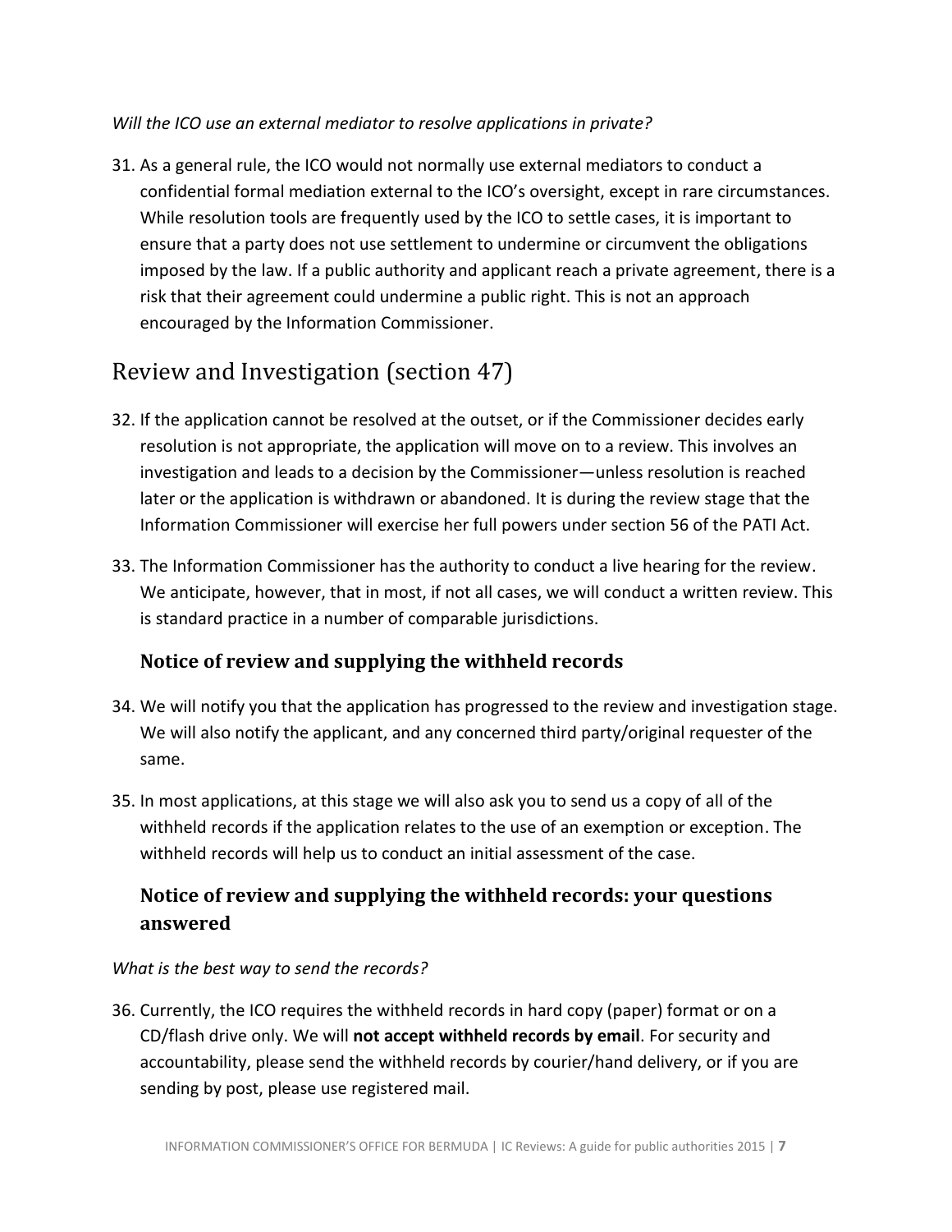*Will the ICO use an external mediator to resolve applications in private?*

31. As a general rule, the ICO would not normally use external mediators to conduct a confidential formal mediation external to the ICO's oversight, except in rare circumstances. While resolution tools are frequently used by the ICO to settle cases, it is important to ensure that a party does not use settlement to undermine or circumvent the obligations imposed by the law. If a public authority and applicant reach a private agreement, there is a risk that their agreement could undermine a public right. This is not an approach encouraged by the Information Commissioner.

## Review and Investigation (section 47)

32. If the application cannot be resolved at the outset, or if the Commissioner decides early resolution is not appropriate, the application will move on to a review. This involves an investigation and leads to a decision by the Commissioner—unless resolution is reached later or the application is withdrawn or abandoned. It is during the review stage that the Information Commissioner will exercise her full powers under section 56 of the PATI Act.

33. The Information Commissioner has the authority to conduct a live hearing for the review. We anticipate, however, that in most, if not all cases, we will conduct a written review. This is standard practice in a number of comparable jurisdictions.

### Notice of review and supplying the withheld records

34. We will notify you that the application has progressed to the review and investigation stage. We will also notify the applicant, and any concerned third party/original requester of the same.

35. In most applications, at this stage we will also ask you to send us a copy of all of the withheld records if the application relates to the use of an exemption or exception. The withheld records will help us to conduct an initial assessment of the case.

### Notice of review and supplying the withheld records: your questions answered

*What is the best way to send the records?*

36. Currently, the ICO requires the withheld records in hard copy (paper) format or on a CD/flash drive only. We will **not accept withheld records by email**. For security and accountability, please send the withheld records by courier/hand delivery, or if you are sending by post, please use registered mail.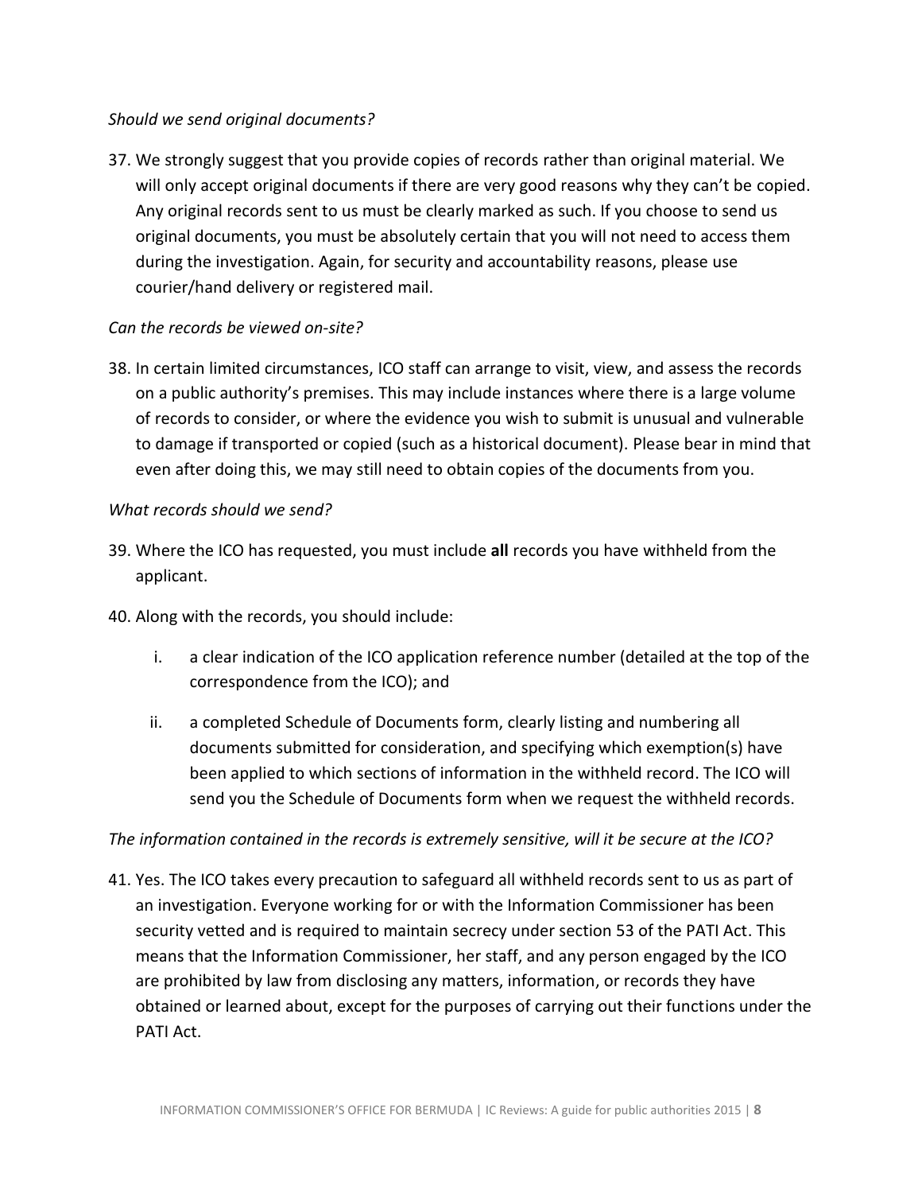*Should we send original documents?*

37. We strongly suggest that you provide copies of records rather than original material. We will only accept original documents if there are very good reasons why they can't be copied. Any original records sent to us must be clearly marked as such. If you choose to send us original documents, you must be absolutely certain that you will not need to access them during the investigation. Again, for security and accountability reasons, please use courier/hand delivery or registered mail.

*Can the records be viewed on-site?*

38. In certain limited circumstances, ICO staff can arrange to visit, view, and assess the records on a public authority's premises. This may include instances where there is a large volume of records to consider, or where the evidence you wish to submit is unusual and vulnerable to damage if transported or copied (such as a historical document). Please bear in mind that even after doing this, we may still need to obtain copies of the documents from you.

*What records should we send?*

39. Where the ICO has requested, you must include **all** records you have withheld from the applicant.

40. Along with the records, you should include:

    i. a clear indication of the ICO application reference number (detailed at the top of the correspondence from the ICO); and

    ii. a completed Schedule of Documents form, clearly listing and numbering all documents submitted for consideration, and specifying which exemption(s) have been applied to which sections of information in the withheld record. The ICO will send you the Schedule of Documents form when we request the withheld records.

*The information contained in the records is extremely sensitive, will it be secure at the ICO?*

41. Yes. The ICO takes every precaution to safeguard all withheld records sent to us as part of an investigation. Everyone working for or with the Information Commissioner has been security vetted and is required to maintain secrecy under section 53 of the PATI Act. This means that the Information Commissioner, her staff, and any person engaged by the ICO are prohibited by law from disclosing any matters, information, or records they have obtained or learned about, except for the purposes of carrying out their functions under the PATI Act.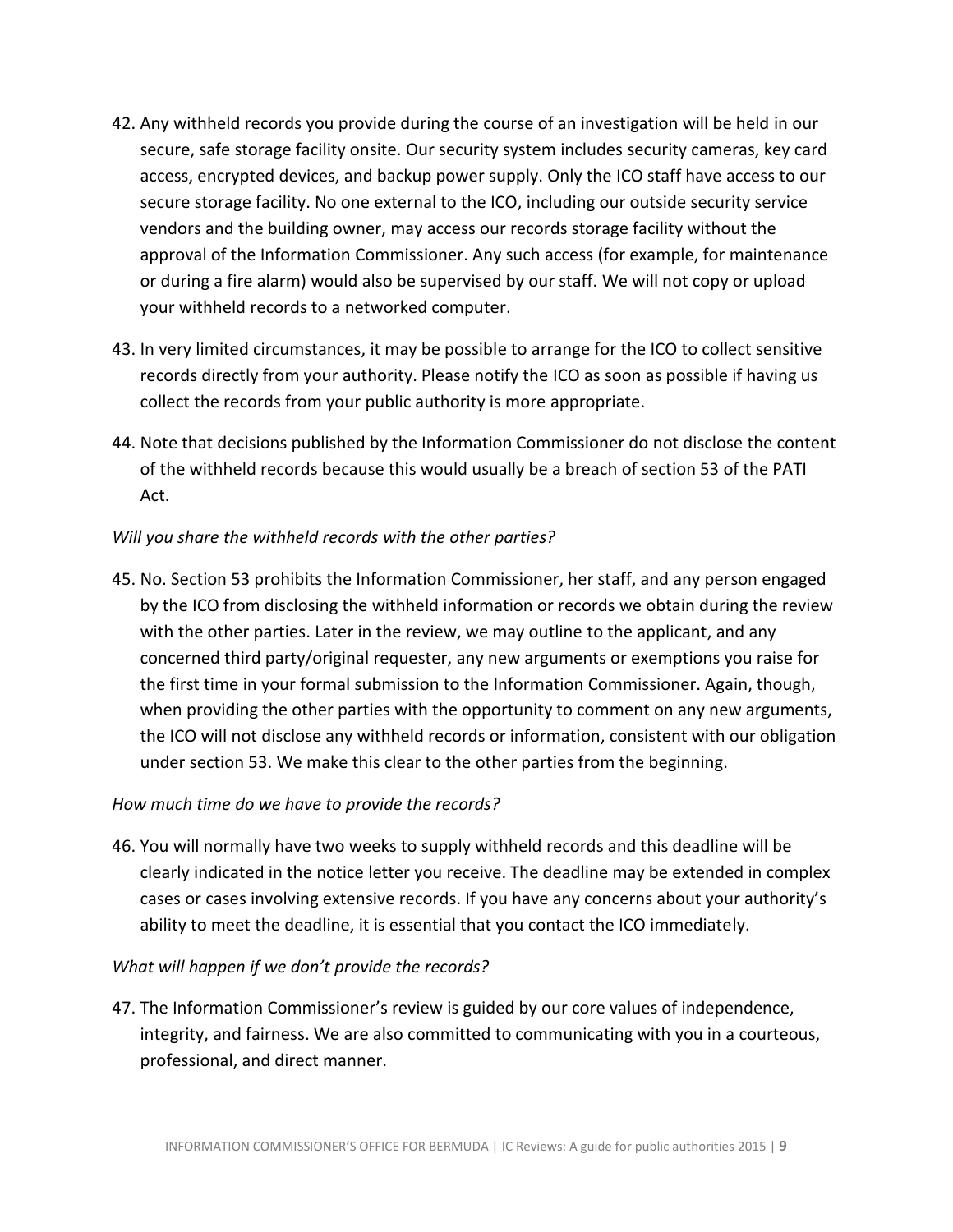42. Any withheld records you provide during the course of an investigation will be held in our secure, safe storage facility onsite. Our security system includes security cameras, key card access, encrypted devices, and backup power supply. Only the ICO staff have access to our secure storage facility. No one external to the ICO, including our outside security service vendors and the building owner, may access our records storage facility without the approval of the Information Commissioner. Any such access (for example, for maintenance or during a fire alarm) would also be supervised by our staff. We will not copy or upload your withheld records to a networked computer.

43. In very limited circumstances, it may be possible to arrange for the ICO to collect sensitive records directly from your authority. Please notify the ICO as soon as possible if having us collect the records from your public authority is more appropriate.

44. Note that decisions published by the Information Commissioner do not disclose the content of the withheld records because this would usually be a breach of section 53 of the PATI Act.

*Will you share the withheld records with the other parties?*

45. No. Section 53 prohibits the Information Commissioner, her staff, and any person engaged by the ICO from disclosing the withheld information or records we obtain during the review with the other parties. Later in the review, we may outline to the applicant, and any concerned third party/original requester, any new arguments or exemptions you raise for the first time in your formal submission to the Information Commissioner. Again, though, when providing the other parties with the opportunity to comment on any new arguments, the ICO will not disclose any withheld records or information, consistent with our obligation under section 53. We make this clear to the other parties from the beginning.

*How much time do we have to provide the records?*

46. You will normally have two weeks to supply withheld records and this deadline will be clearly indicated in the notice letter you receive. The deadline may be extended in complex cases or cases involving extensive records. If you have any concerns about your authority's ability to meet the deadline, it is essential that you contact the ICO immediately.

*What will happen if we don't provide the records?*

47. The Information Commissioner's review is guided by our core values of independence, integrity, and fairness. We are also committed to communicating with you in a courteous, professional, and direct manner.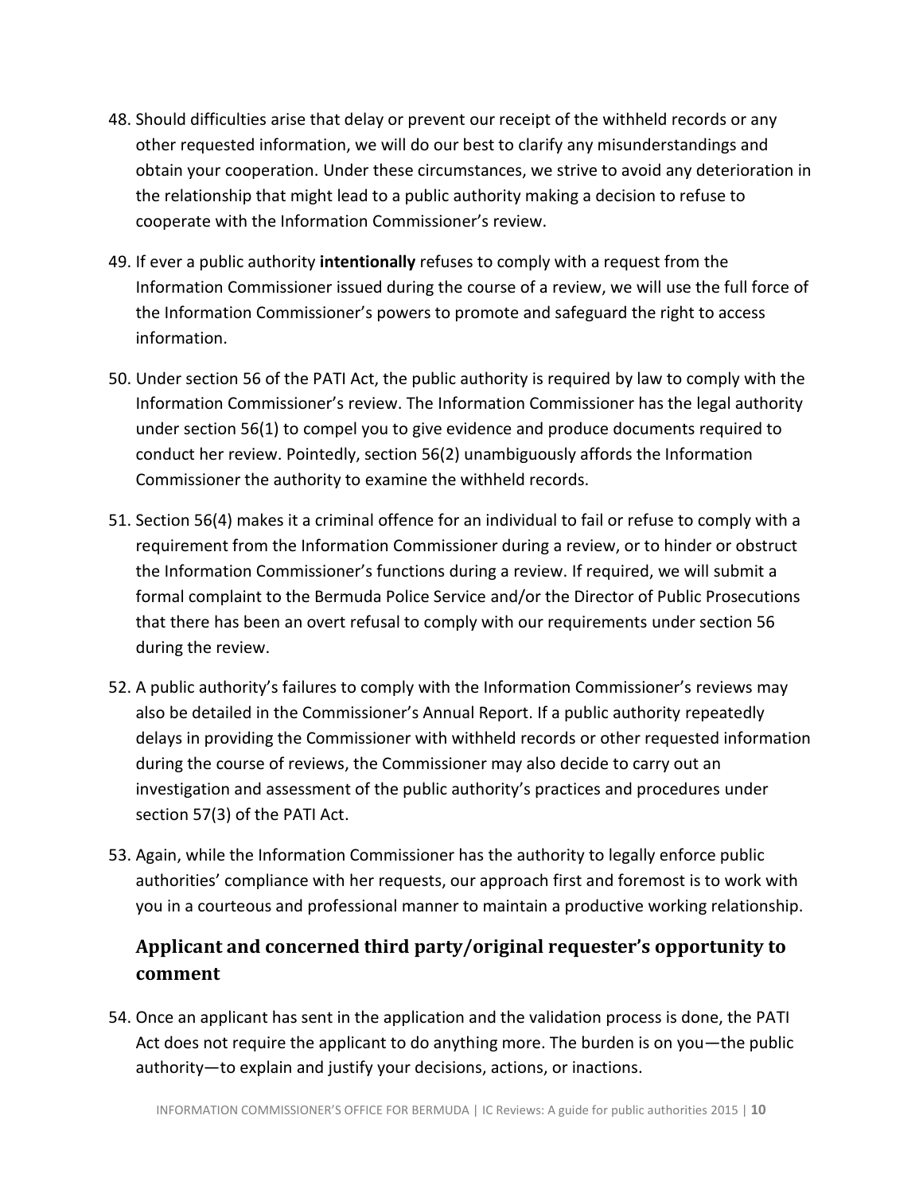48. Should difficulties arise that delay or prevent our receipt of the withheld records or any other requested information, we will do our best to clarify any misunderstandings and obtain your cooperation. Under these circumstances, we strive to avoid any deterioration in the relationship that might lead to a public authority making a decision to refuse to cooperate with the Information Commissioner's review.

49. If ever a public authority **intentionally** refuses to comply with a request from the Information Commissioner issued during the course of a review, we will use the full force of the Information Commissioner's powers to promote and safeguard the right to access information.

50. Under section 56 of the PATI Act, the public authority is required by law to comply with the Information Commissioner's review. The Information Commissioner has the legal authority under section 56(1) to compel you to give evidence and produce documents required to conduct her review. Pointedly, section 56(2) unambiguously affords the Information Commissioner the authority to examine the withheld records.

51. Section 56(4) makes it a criminal offence for an individual to fail or refuse to comply with a requirement from the Information Commissioner during a review, or to hinder or obstruct the Information Commissioner's functions during a review. If required, we will submit a formal complaint to the Bermuda Police Service and/or the Director of Public Prosecutions that there has been an overt refusal to comply with our requirements under section 56 during the review.

52. A public authority's failures to comply with the Information Commissioner's reviews may also be detailed in the Commissioner's Annual Report. If a public authority repeatedly delays in providing the Commissioner with withheld records or other requested information during the course of reviews, the Commissioner may also decide to carry out an investigation and assessment of the public authority's practices and procedures under section 57(3) of the PATI Act.

53. Again, while the Information Commissioner has the authority to legally enforce public authorities' compliance with her requests, our approach first and foremost is to work with you in a courteous and professional manner to maintain a productive working relationship.

## Applicant and concerned third party/original requester's opportunity to comment

54. Once an applicant has sent in the application and the validation process is done, the PATI Act does not require the applicant to do anything more. The burden is on you—the public authority—to explain and justify your decisions, actions, or inactions.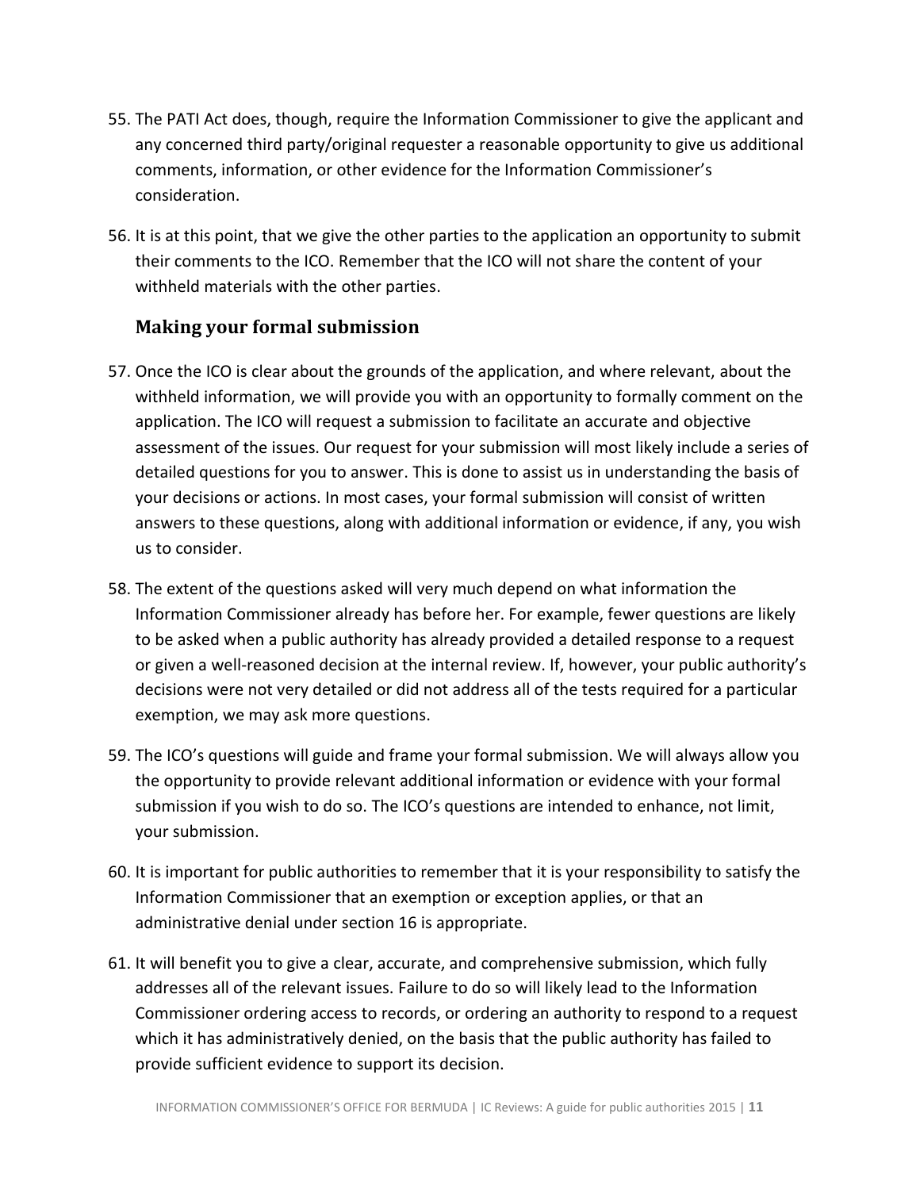55. The PATI Act does, though, require the Information Commissioner to give the applicant and any concerned third party/original requester a reasonable opportunity to give us additional comments, information, or other evidence for the Information Commissioner's consideration.

56. It is at this point, that we give the other parties to the application an opportunity to submit their comments to the ICO. Remember that the ICO will not share the content of your withheld materials with the other parties.

### Making your formal submission

57. Once the ICO is clear about the grounds of the application, and where relevant, about the withheld information, we will provide you with an opportunity to formally comment on the application. The ICO will request a submission to facilitate an accurate and objective assessment of the issues. Our request for your submission will most likely include a series of detailed questions for you to answer. This is done to assist us in understanding the basis of your decisions or actions. In most cases, your formal submission will consist of written answers to these questions, along with additional information or evidence, if any, you wish us to consider.

58. The extent of the questions asked will very much depend on what information the Information Commissioner already has before her. For example, fewer questions are likely to be asked when a public authority has already provided a detailed response to a request or given a well-reasoned decision at the internal review. If, however, your public authority's decisions were not very detailed or did not address all of the tests required for a particular exemption, we may ask more questions.

59. The ICO's questions will guide and frame your formal submission. We will always allow you the opportunity to provide relevant additional information or evidence with your formal submission if you wish to do so. The ICO's questions are intended to enhance, not limit, your submission.

60. It is important for public authorities to remember that it is your responsibility to satisfy the Information Commissioner that an exemption or exception applies, or that an administrative denial under section 16 is appropriate.

61. It will benefit you to give a clear, accurate, and comprehensive submission, which fully addresses all of the relevant issues. Failure to do so will likely lead to the Information Commissioner ordering access to records, or ordering an authority to respond to a request which it has administratively denied, on the basis that the public authority has failed to provide sufficient evidence to support its decision.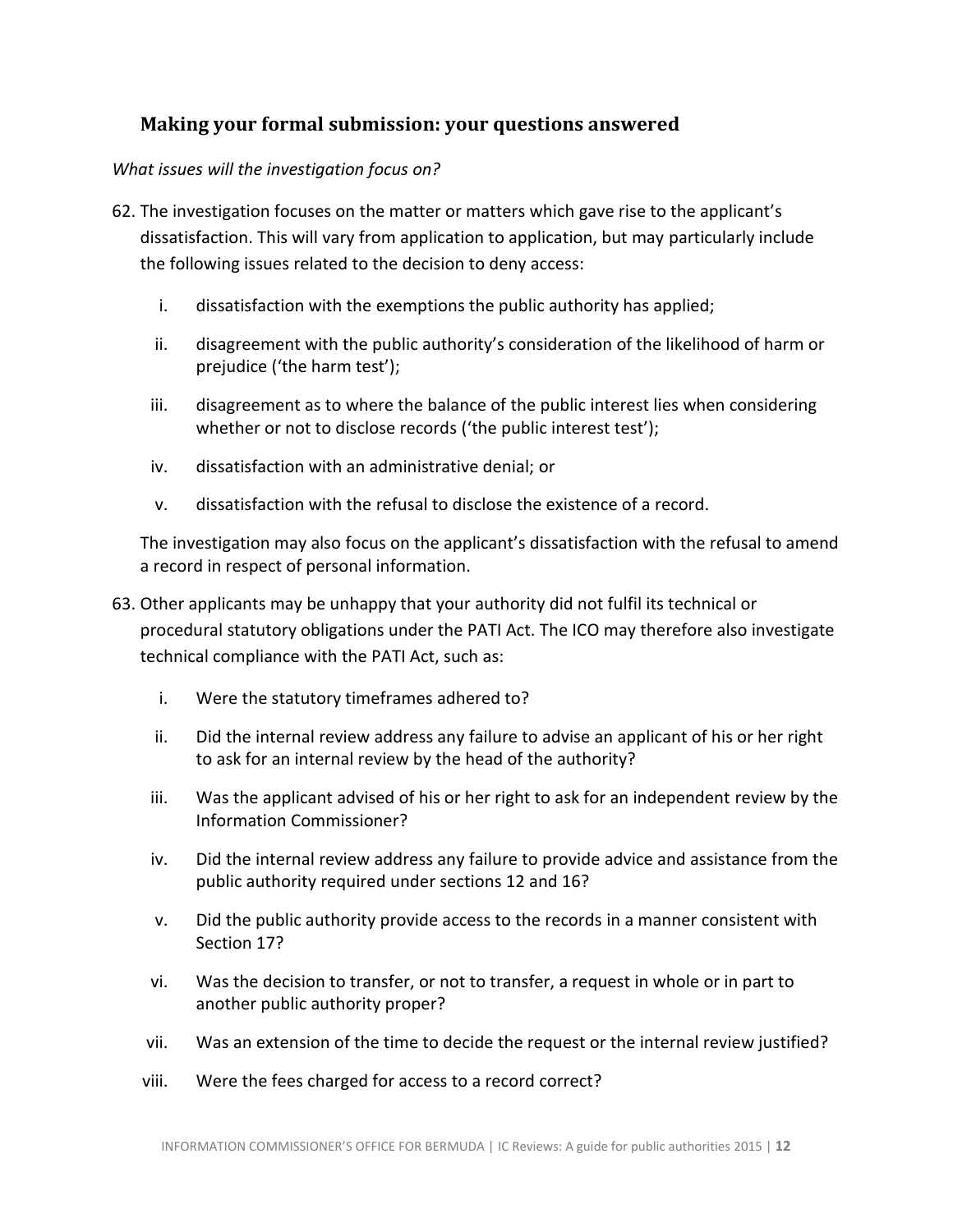## Making your formal submission: your questions answered

*What issues will the investigation focus on?*

62. The investigation focuses on the matter or matters which gave rise to the applicant's dissatisfaction. This will vary from application to application, but may particularly include the following issues related to the decision to deny access:

    i. dissatisfaction with the exemptions the public authority has applied;

    ii. disagreement with the public authority's consideration of the likelihood of harm or prejudice ('the harm test');

    iii. disagreement as to where the balance of the public interest lies when considering whether or not to disclose records ('the public interest test');

    iv. dissatisfaction with an administrative denial; or

    v. dissatisfaction with the refusal to disclose the existence of a record.

    The investigation may also focus on the applicant's dissatisfaction with the refusal to amend a record in respect of personal information.

63. Other applicants may be unhappy that your authority did not fulfil its technical or procedural statutory obligations under the PATI Act. The ICO may therefore also investigate technical compliance with the PATI Act, such as:

    i. Were the statutory timeframes adhered to?

    ii. Did the internal review address any failure to advise an applicant of his or her right to ask for an internal review by the head of the authority?

    iii. Was the applicant advised of his or her right to ask for an independent review by the Information Commissioner?

    iv. Did the internal review address any failure to provide advice and assistance from the public authority required under sections 12 and 16?

    v. Did the public authority provide access to the records in a manner consistent with Section 17?

    vi. Was the decision to transfer, or not to transfer, a request in whole or in part to another public authority proper?

    vii. Was an extension of the time to decide the request or the internal review justified?

    viii. Were the fees charged for access to a record correct?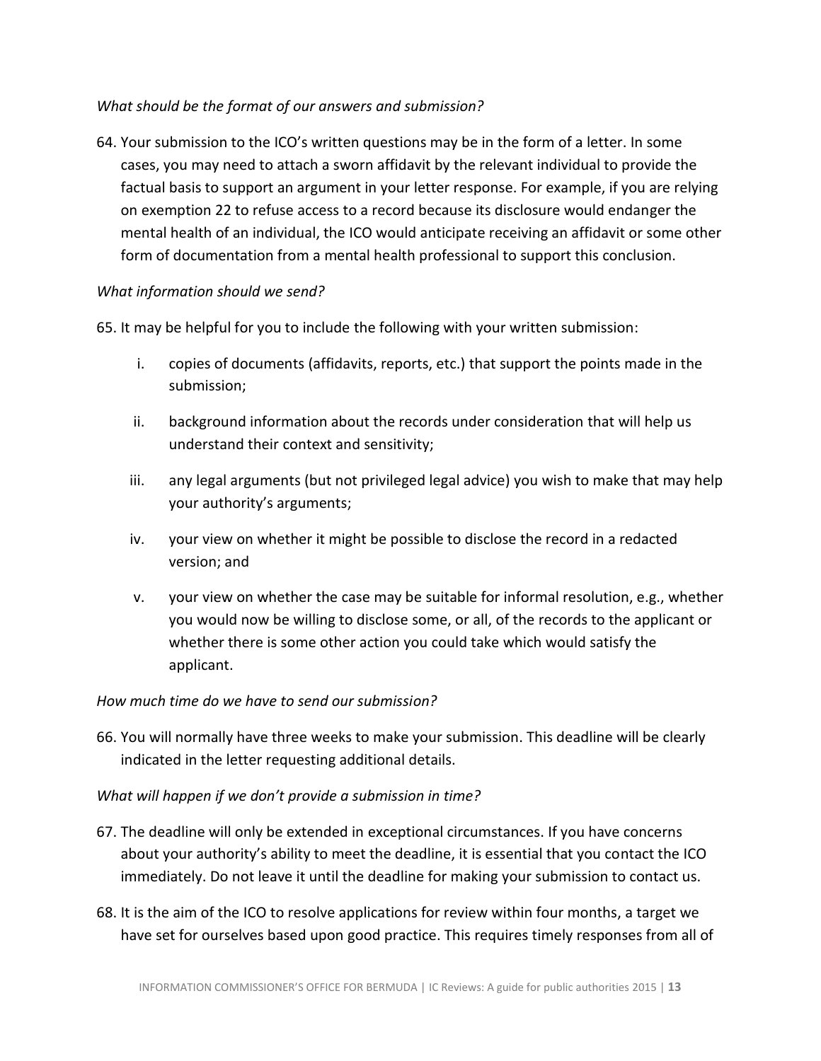*What should be the format of our answers and submission?*

64. Your submission to the ICO's written questions may be in the form of a letter. In some cases, you may need to attach a sworn affidavit by the relevant individual to provide the factual basis to support an argument in your letter response. For example, if you are relying on exemption 22 to refuse access to a record because its disclosure would endanger the mental health of an individual, the ICO would anticipate receiving an affidavit or some other form of documentation from a mental health professional to support this conclusion.

*What information should we send?*

65. It may be helpful for you to include the following with your written submission:

    i. copies of documents (affidavits, reports, etc.) that support the points made in the submission;

    ii. background information about the records under consideration that will help us understand their context and sensitivity;

    iii. any legal arguments (but not privileged legal advice) you wish to make that may help your authority's arguments;

    iv. your view on whether it might be possible to disclose the record in a redacted version; and

    v. your view on whether the case may be suitable for informal resolution, e.g., whether you would now be willing to disclose some, or all, of the records to the applicant or whether there is some other action you could take which would satisfy the applicant.

*How much time do we have to send our submission?*

66. You will normally have three weeks to make your submission. This deadline will be clearly indicated in the letter requesting additional details.

*What will happen if we don't provide a submission in time?*

67. The deadline will only be extended in exceptional circumstances. If you have concerns about your authority's ability to meet the deadline, it is essential that you contact the ICO immediately. Do not leave it until the deadline for making your submission to contact us.

68. It is the aim of the ICO to resolve applications for review within four months, a target we have set for ourselves based upon good practice. This requires timely responses from all of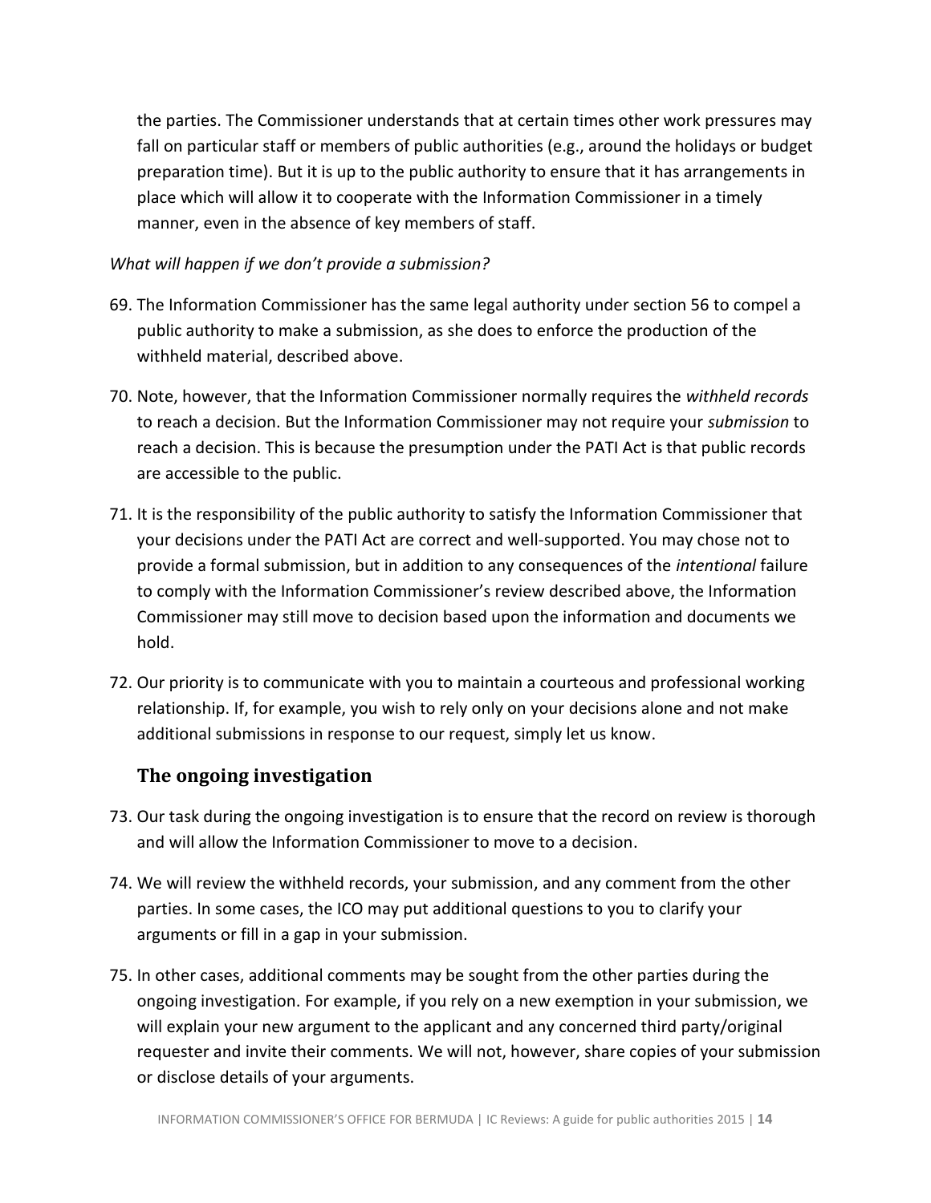the parties. The Commissioner understands that at certain times other work pressures may fall on particular staff or members of public authorities (e.g., around the holidays or budget preparation time). But it is up to the public authority to ensure that it has arrangements in place which will allow it to cooperate with the Information Commissioner in a timely manner, even in the absence of key members of staff.

*What will happen if we don't provide a submission?*

69. The Information Commissioner has the same legal authority under section 56 to compel a public authority to make a submission, as she does to enforce the production of the withheld material, described above.

70. Note, however, that the Information Commissioner normally requires the *withheld records* to reach a decision. But the Information Commissioner may not require your *submission* to reach a decision. This is because the presumption under the PATI Act is that public records are accessible to the public.

71. It is the responsibility of the public authority to satisfy the Information Commissioner that your decisions under the PATI Act are correct and well-supported. You may chose not to provide a formal submission, but in addition to any consequences of the *intentional* failure to comply with the Information Commissioner's review described above, the Information Commissioner may still move to decision based upon the information and documents we hold.

72. Our priority is to communicate with you to maintain a courteous and professional working relationship. If, for example, you wish to rely only on your decisions alone and not make additional submissions in response to our request, simply let us know.

## The ongoing investigation

73. Our task during the ongoing investigation is to ensure that the record on review is thorough and will allow the Information Commissioner to move to a decision.

74. We will review the withheld records, your submission, and any comment from the other parties. In some cases, the ICO may put additional questions to you to clarify your arguments or fill in a gap in your submission.

75. In other cases, additional comments may be sought from the other parties during the ongoing investigation. For example, if you rely on a new exemption in your submission, we will explain your new argument to the applicant and any concerned third party/original requester and invite their comments. We will not, however, share copies of your submission or disclose details of your arguments.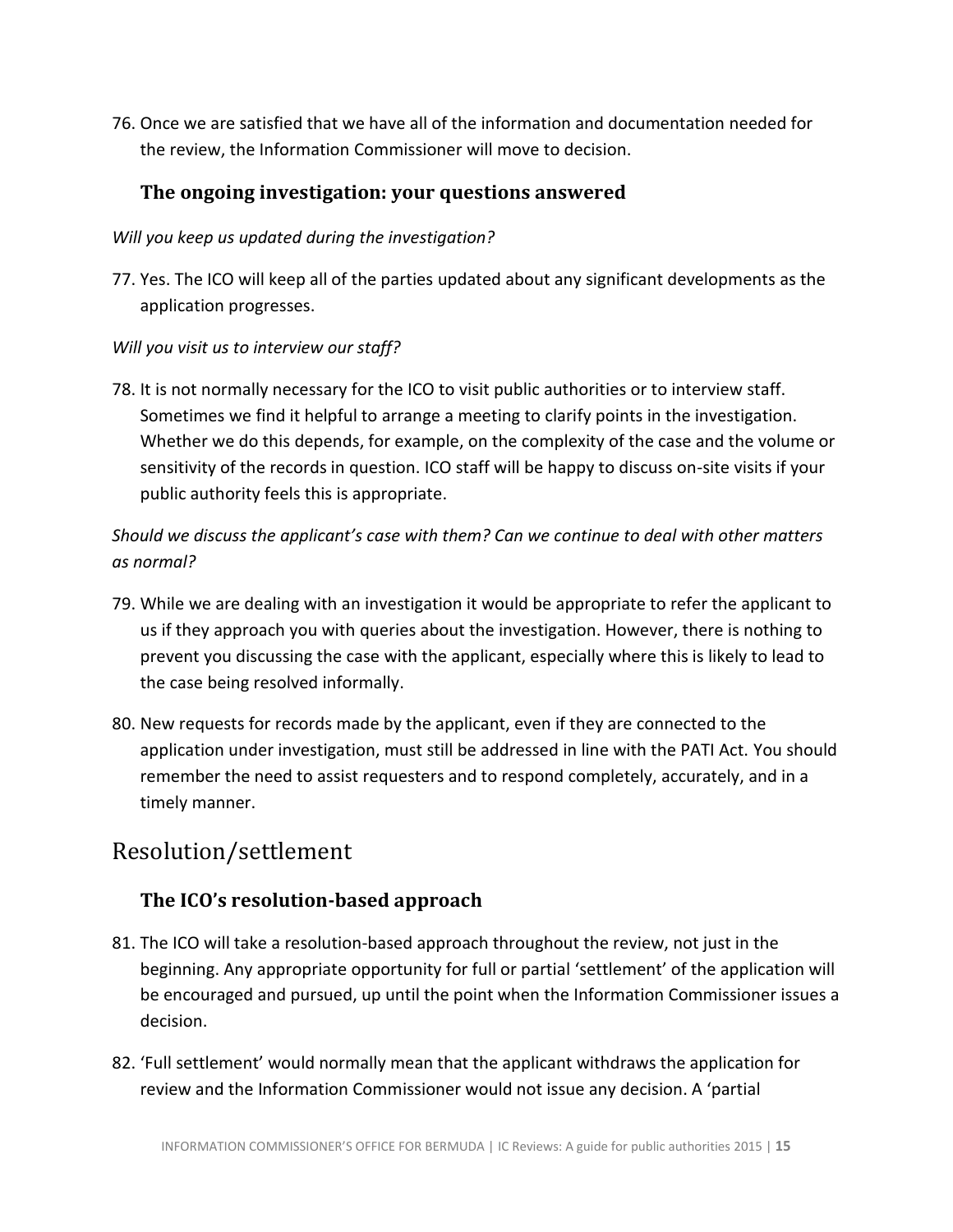76. Once we are satisfied that we have all of the information and documentation needed for the review, the Information Commissioner will move to decision.

### The ongoing investigation: your questions answered

*Will you keep us updated during the investigation?*

77. Yes. The ICO will keep all of the parties updated about any significant developments as the application progresses.

*Will you visit us to interview our staff?*

78. It is not normally necessary for the ICO to visit public authorities or to interview staff. Sometimes we find it helpful to arrange a meeting to clarify points in the investigation. Whether we do this depends, for example, on the complexity of the case and the volume or sensitivity of the records in question. ICO staff will be happy to discuss on-site visits if your public authority feels this is appropriate.

*Should we discuss the applicant's case with them? Can we continue to deal with other matters as normal?*

79. While we are dealing with an investigation it would be appropriate to refer the applicant to us if they approach you with queries about the investigation. However, there is nothing to prevent you discussing the case with the applicant, especially where this is likely to lead to the case being resolved informally.

80. New requests for records made by the applicant, even if they are connected to the application under investigation, must still be addressed in line with the PATI Act. You should remember the need to assist requesters and to respond completely, accurately, and in a timely manner.

## Resolution/settlement

### The ICO's resolution-based approach

81. The ICO will take a resolution-based approach throughout the review, not just in the beginning. Any appropriate opportunity for full or partial 'settlement' of the application will be encouraged and pursued, up until the point when the Information Commissioner issues a decision.

82. 'Full settlement' would normally mean that the applicant withdraws the application for review and the Information Commissioner would not issue any decision. A 'partial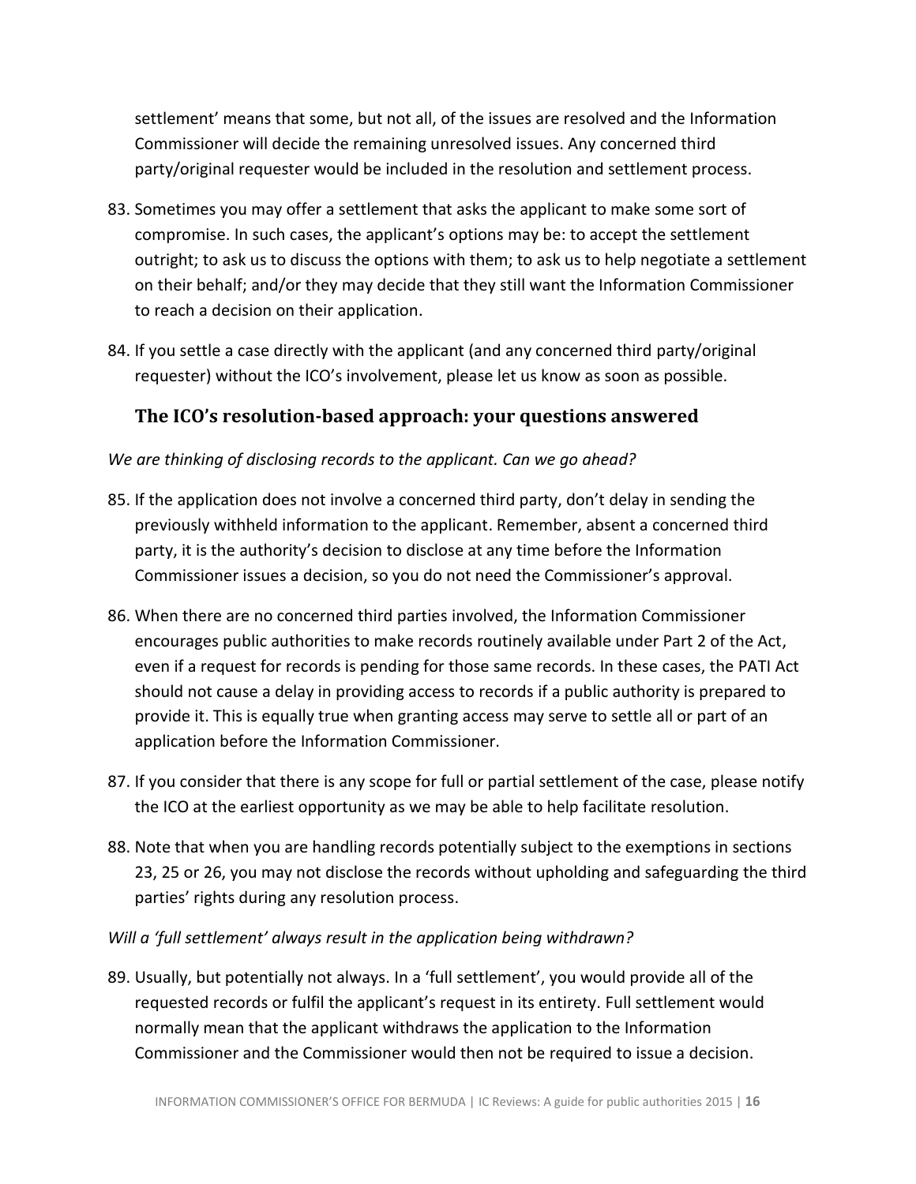settlement' means that some, but not all, of the issues are resolved and the Information Commissioner will decide the remaining unresolved issues. Any concerned third party/original requester would be included in the resolution and settlement process.

83. Sometimes you may offer a settlement that asks the applicant to make some sort of compromise. In such cases, the applicant's options may be: to accept the settlement outright; to ask us to discuss the options with them; to ask us to help negotiate a settlement on their behalf; and/or they may decide that they still want the Information Commissioner to reach a decision on their application.

84. If you settle a case directly with the applicant (and any concerned third party/original requester) without the ICO's involvement, please let us know as soon as possible.

## The ICO's resolution-based approach: your questions answered

*We are thinking of disclosing records to the applicant. Can we go ahead?*

85. If the application does not involve a concerned third party, don't delay in sending the previously withheld information to the applicant. Remember, absent a concerned third party, it is the authority's decision to disclose at any time before the Information Commissioner issues a decision, so you do not need the Commissioner's approval.

86. When there are no concerned third parties involved, the Information Commissioner encourages public authorities to make records routinely available under Part 2 of the Act, even if a request for records is pending for those same records. In these cases, the PATI Act should not cause a delay in providing access to records if a public authority is prepared to provide it. This is equally true when granting access may serve to settle all or part of an application before the Information Commissioner.

87. If you consider that there is any scope for full or partial settlement of the case, please notify the ICO at the earliest opportunity as we may be able to help facilitate resolution.

88. Note that when you are handling records potentially subject to the exemptions in sections 23, 25 or 26, you may not disclose the records without upholding and safeguarding the third parties' rights during any resolution process.

*Will a 'full settlement' always result in the application being withdrawn?*

89. Usually, but potentially not always. In a 'full settlement', you would provide all of the requested records or fulfil the applicant's request in its entirety. Full settlement would normally mean that the applicant withdraws the application to the Information Commissioner and the Commissioner would then not be required to issue a decision.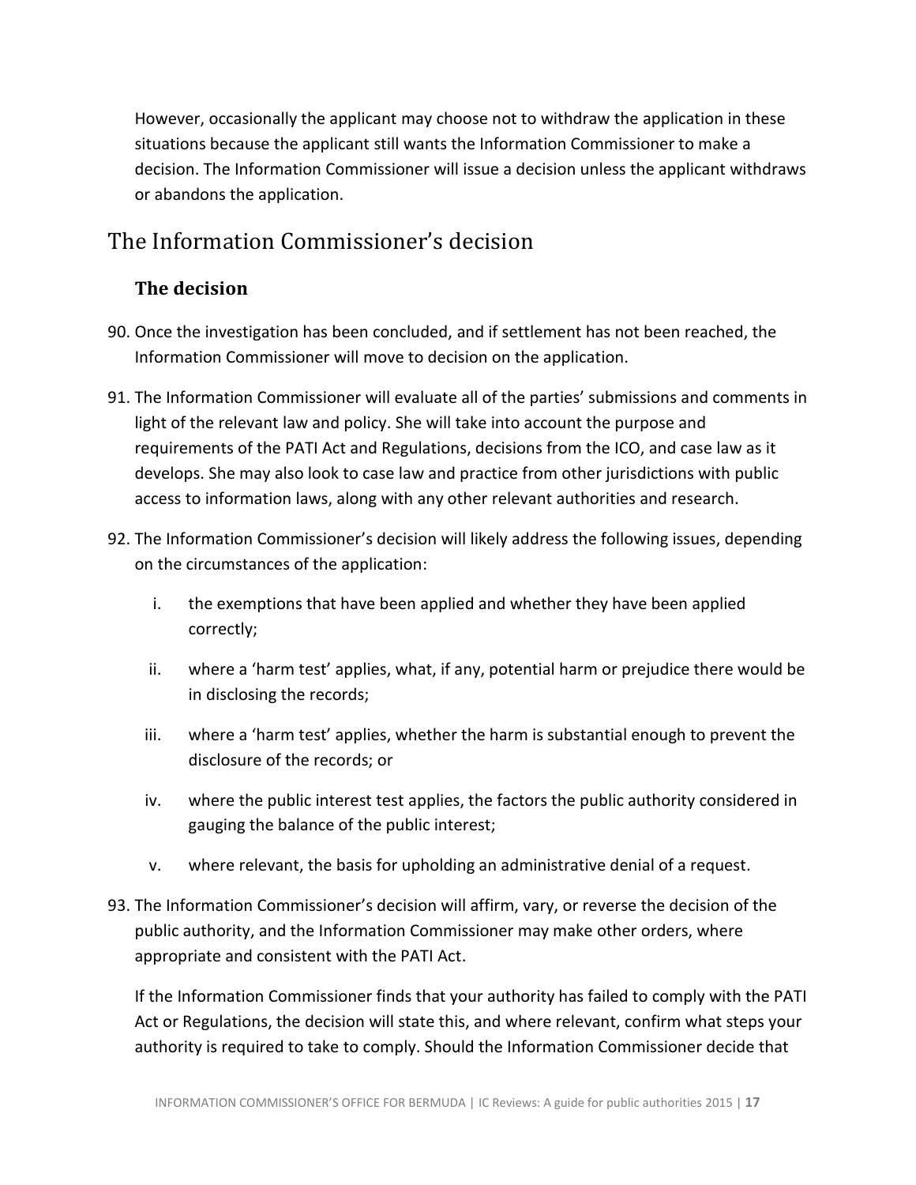However, occasionally the applicant may choose not to withdraw the application in these situations because the applicant still wants the Information Commissioner to make a decision. The Information Commissioner will issue a decision unless the applicant withdraws or abandons the application.

## The Information Commissioner's decision

### The decision

90. Once the investigation has been concluded, and if settlement has not been reached, the Information Commissioner will move to decision on the application.

91. The Information Commissioner will evaluate all of the parties' submissions and comments in light of the relevant law and policy. She will take into account the purpose and requirements of the PATI Act and Regulations, decisions from the ICO, and case law as it develops. She may also look to case law and practice from other jurisdictions with public access to information laws, along with any other relevant authorities and research.

92. The Information Commissioner's decision will likely address the following issues, depending on the circumstances of the application:

    i. the exemptions that have been applied and whether they have been applied correctly;

    ii. where a 'harm test' applies, what, if any, potential harm or prejudice there would be in disclosing the records;

    iii. where a 'harm test' applies, whether the harm is substantial enough to prevent the disclosure of the records; or

    iv. where the public interest test applies, the factors the public authority considered in gauging the balance of the public interest;

    v. where relevant, the basis for upholding an administrative denial of a request.

93. The Information Commissioner's decision will affirm, vary, or reverse the decision of the public authority, and the Information Commissioner may make other orders, where appropriate and consistent with the PATI Act.

    If the Information Commissioner finds that your authority has failed to comply with the PATI Act or Regulations, the decision will state this, and where relevant, confirm what steps your authority is required to take to comply. Should the Information Commissioner decide that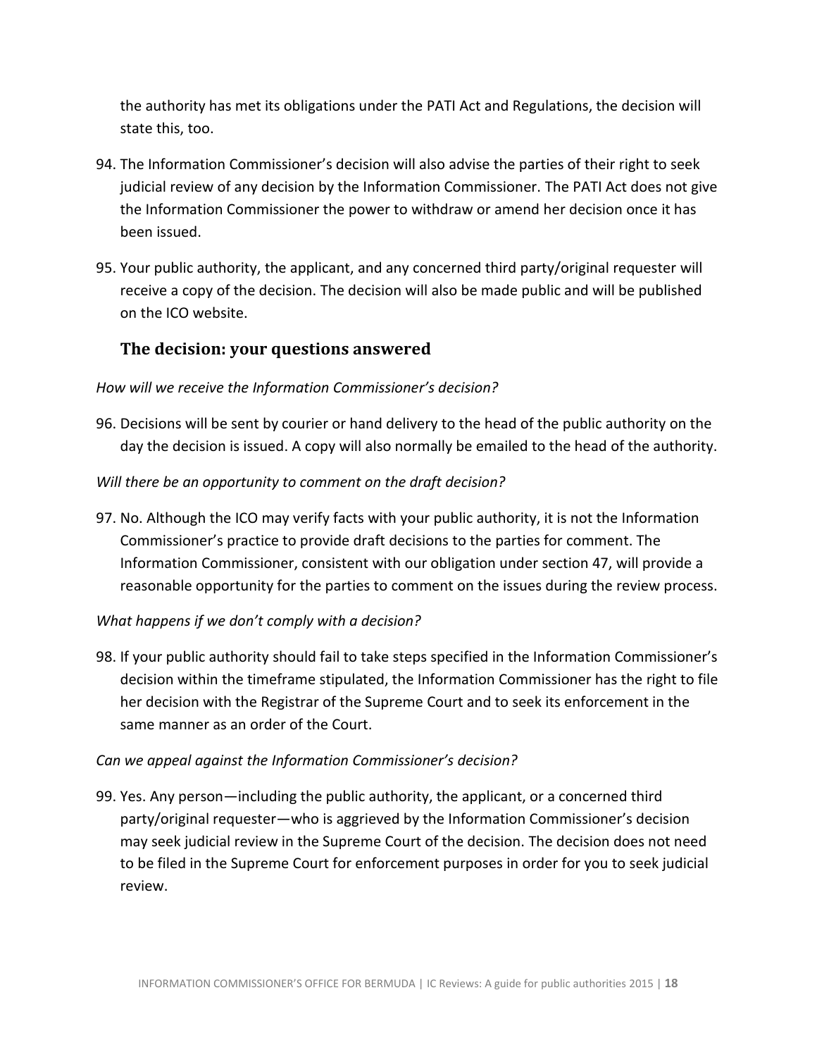the authority has met its obligations under the PATI Act and Regulations, the decision will state this, too.

94. The Information Commissioner's decision will also advise the parties of their right to seek judicial review of any decision by the Information Commissioner. The PATI Act does not give the Information Commissioner the power to withdraw or amend her decision once it has been issued.

95. Your public authority, the applicant, and any concerned third party/original requester will receive a copy of the decision. The decision will also be made public and will be published on the ICO website.

### The decision: your questions answered

*How will we receive the Information Commissioner's decision?*

96. Decisions will be sent by courier or hand delivery to the head of the public authority on the day the decision is issued. A copy will also normally be emailed to the head of the authority.

*Will there be an opportunity to comment on the draft decision?*

97. No. Although the ICO may verify facts with your public authority, it is not the Information Commissioner's practice to provide draft decisions to the parties for comment. The Information Commissioner, consistent with our obligation under section 47, will provide a reasonable opportunity for the parties to comment on the issues during the review process.

*What happens if we don't comply with a decision?*

98. If your public authority should fail to take steps specified in the Information Commissioner's decision within the timeframe stipulated, the Information Commissioner has the right to file her decision with the Registrar of the Supreme Court and to seek its enforcement in the same manner as an order of the Court.

*Can we appeal against the Information Commissioner's decision?*

99. Yes. Any person—including the public authority, the applicant, or a concerned third party/original requester—who is aggrieved by the Information Commissioner's decision may seek judicial review in the Supreme Court of the decision. The decision does not need to be filed in the Supreme Court for enforcement purposes in order for you to seek judicial review.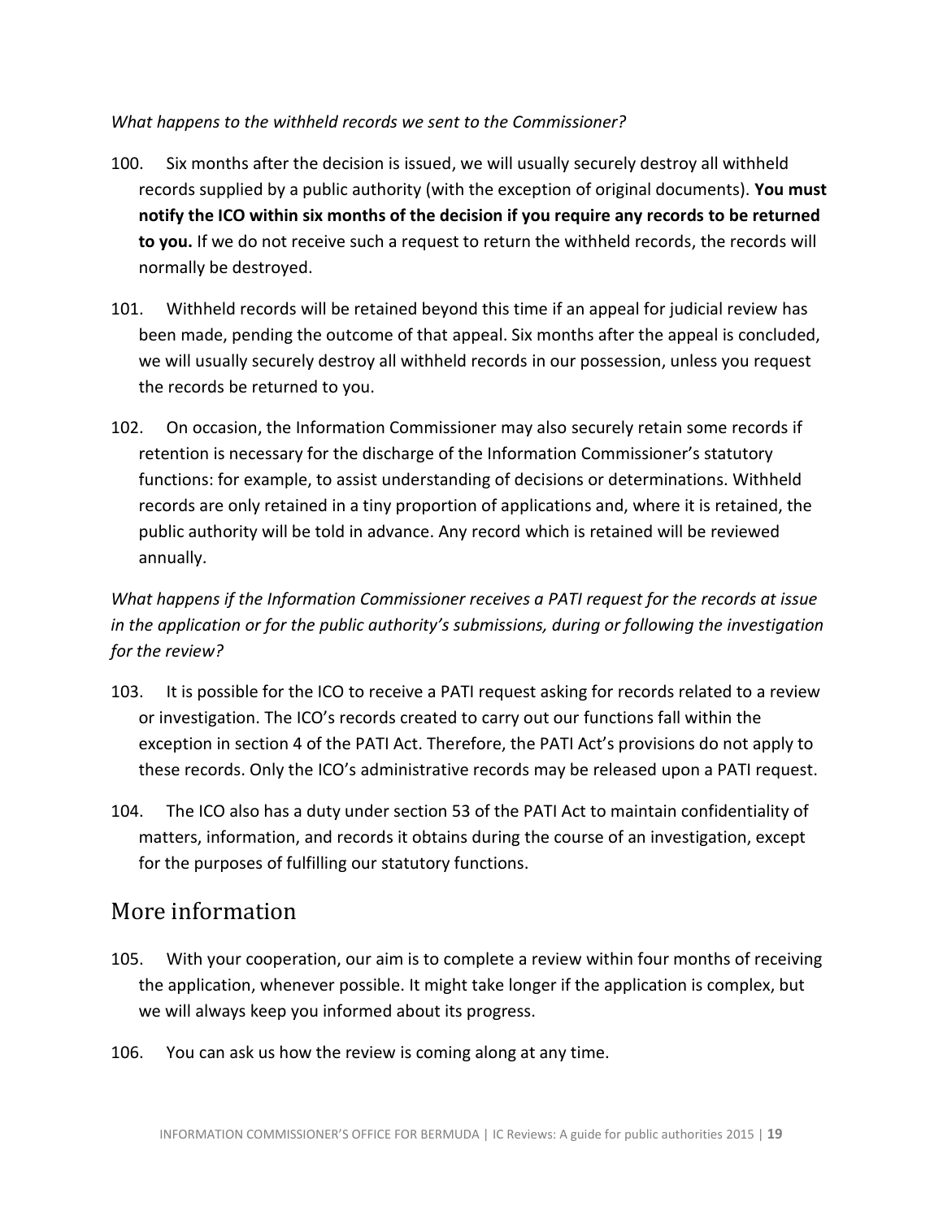*What happens to the withheld records we sent to the Commissioner?*

100. Six months after the decision is issued, we will usually securely destroy all withheld records supplied by a public authority (with the exception of original documents). **You must notify the ICO within six months of the decision if you require any records to be returned to you.** If we do not receive such a request to return the withheld records, the records will normally be destroyed.

101. Withheld records will be retained beyond this time if an appeal for judicial review has been made, pending the outcome of that appeal. Six months after the appeal is concluded, we will usually securely destroy all withheld records in our possession, unless you request the records be returned to you.

102. On occasion, the Information Commissioner may also securely retain some records if retention is necessary for the discharge of the Information Commissioner's statutory functions: for example, to assist understanding of decisions or determinations. Withheld records are only retained in a tiny proportion of applications and, where it is retained, the public authority will be told in advance. Any record which is retained will be reviewed annually.

*What happens if the Information Commissioner receives a PATI request for the records at issue in the application or for the public authority's submissions, during or following the investigation for the review?*

103. It is possible for the ICO to receive a PATI request asking for records related to a review or investigation. The ICO's records created to carry out our functions fall within the exception in section 4 of the PATI Act. Therefore, the PATI Act's provisions do not apply to these records. Only the ICO's administrative records may be released upon a PATI request.

104. The ICO also has a duty under section 53 of the PATI Act to maintain confidentiality of matters, information, and records it obtains during the course of an investigation, except for the purposes of fulfilling our statutory functions.

## More information

105. With your cooperation, our aim is to complete a review within four months of receiving the application, whenever possible. It might take longer if the application is complex, but we will always keep you informed about its progress.

106. You can ask us how the review is coming along at any time.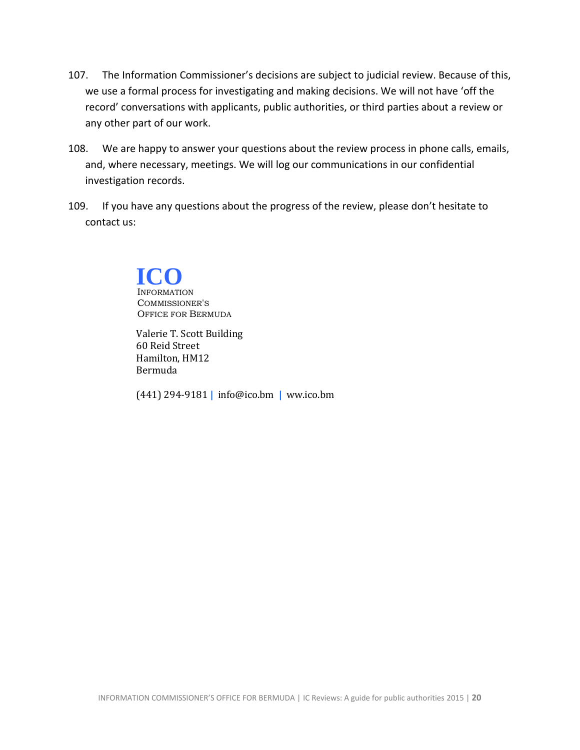107. The Information Commissioner's decisions are subject to judicial review. Because of this, we use a formal process for investigating and making decisions. We will not have 'off the record' conversations with applicants, public authorities, or third parties about a review or any other part of our work.

108. We are happy to answer your questions about the review process in phone calls, emails, and, where necessary, meetings. We will log our communications in our confidential investigation records.

109. If you have any questions about the progress of the review, please don't hesitate to contact us:

**ICO**
INFORMATION
COMMISSIONER'S
OFFICE FOR BERMUDA

Valerie T. Scott Building
60 Reid Street
Hamilton, HM12
Bermuda

(441) 294-9181 | info@ico.bm | ww.ico.bm